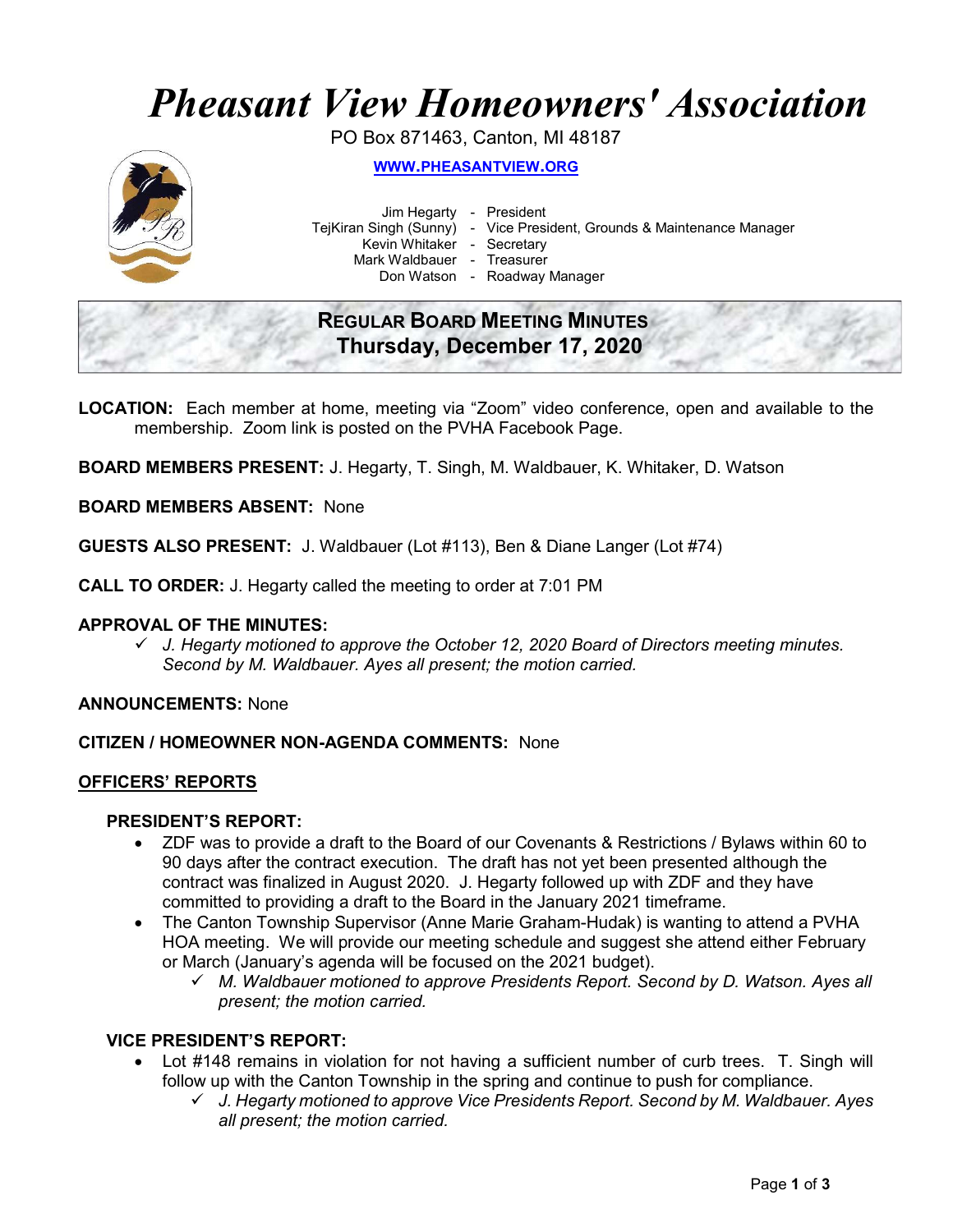# *Pheasant View Homeowners' Association*

PO Box 871463, Canton, MI 48187

**WWW.PHEASANTVIEW.ORG**

Jim Hegarty - President
TejKiran Singh (Sunny) - Vice President, Grounds & Maintenance Manager
Kevin Whitaker - Secretary
Mark Waldbauer - Treasurer
Don Watson - Roadway Manager

## REGULAR BOARD MEETING MINUTES
## Thursday, December 17, 2020

**LOCATION:** Each member at home, meeting via "Zoom" video conference, open and available to the membership. Zoom link is posted on the PVHA Facebook Page.

**BOARD MEMBERS PRESENT:** J. Hegarty, T. Singh, M. Waldbauer, K. Whitaker, D. Watson

**BOARD MEMBERS ABSENT:** None

**GUESTS ALSO PRESENT:** J. Waldbauer (Lot #113), Ben & Diane Langer (Lot #74)

**CALL TO ORDER:** J. Hegarty called the meeting to order at 7:01 PM

**APPROVAL OF THE MINUTES:**

- ✓ *J. Hegarty motioned to approve the October 12, 2020 Board of Directors meeting minutes. Second by M. Waldbauer. Ayes all present; the motion carried.*

**ANNOUNCEMENTS:** None

**CITIZEN / HOMEOWNER NON-AGENDA COMMENTS:** None

## OFFICERS' REPORTS

### PRESIDENT'S REPORT:

- ZDF was to provide a draft to the Board of our Covenants & Restrictions / Bylaws within 60 to 90 days after the contract execution. The draft has not yet been presented although the contract was finalized in August 2020. J. Hegarty followed up with ZDF and they have committed to providing a draft to the Board in the January 2021 timeframe.
- The Canton Township Supervisor (Anne Marie Graham-Hudak) is wanting to attend a PVHA HOA meeting. We will provide our meeting schedule and suggest she attend either February or March (January's agenda will be focused on the 2021 budget).
  - ✓ *M. Waldbauer motioned to approve Presidents Report. Second by D. Watson. Ayes all present; the motion carried.*

### VICE PRESIDENT'S REPORT:

- Lot #148 remains in violation for not having a sufficient number of curb trees. T. Singh will follow up with the Canton Township in the spring and continue to push for compliance.
  - ✓ *J. Hegarty motioned to approve Vice Presidents Report. Second by M. Waldbauer. Ayes all present; the motion carried.*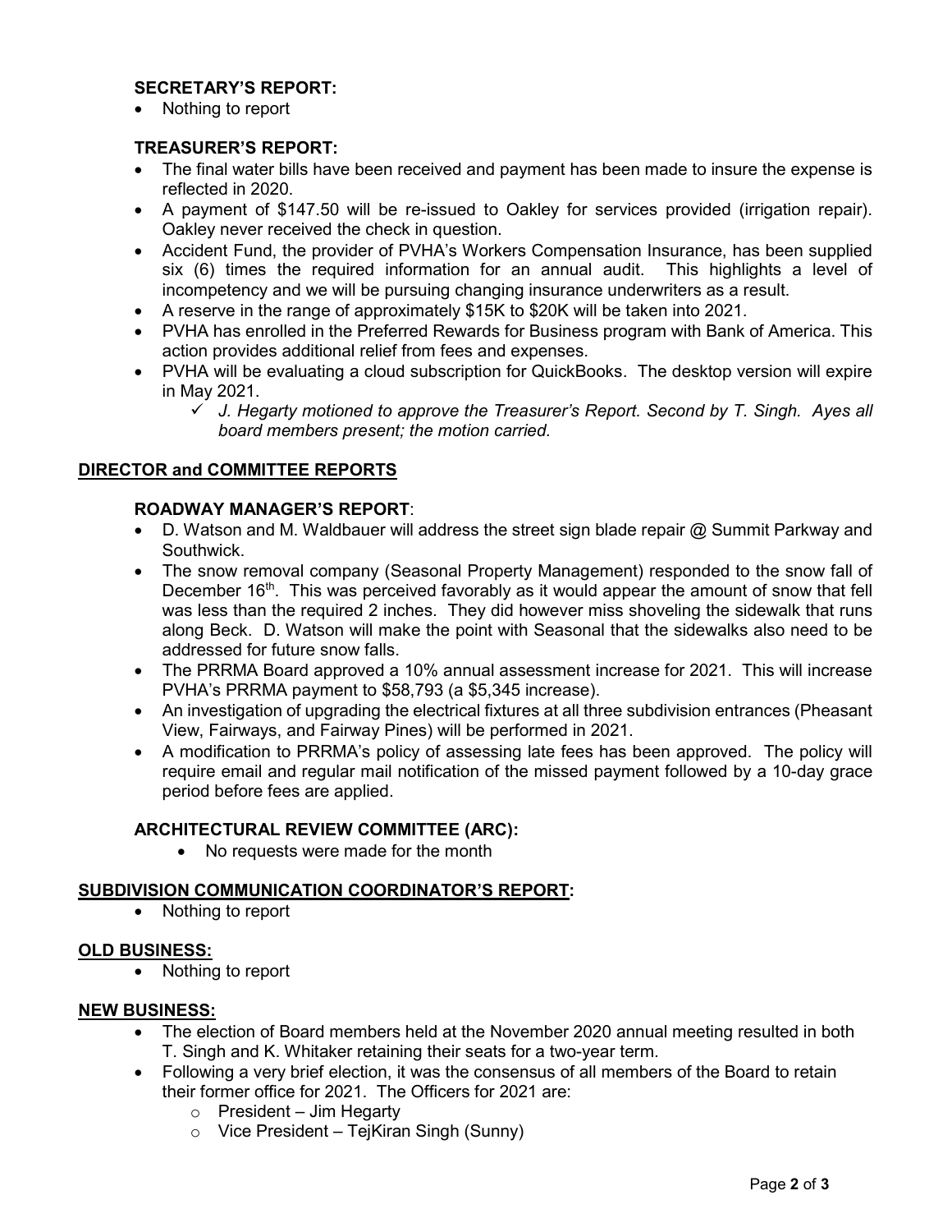### SECRETARY'S REPORT:

- Nothing to report

### TREASURER'S REPORT:

- The final water bills have been received and payment has been made to insure the expense is reflected in 2020.
- A payment of $147.50 will be re-issued to Oakley for services provided (irrigation repair). Oakley never received the check in question.
- Accident Fund, the provider of PVHA's Workers Compensation Insurance, has been supplied six (6) times the required information for an annual audit. This highlights a level of incompetency and we will be pursuing changing insurance underwriters as a result.
- A reserve in the range of approximately $15K to $20K will be taken into 2021.
- PVHA has enrolled in the Preferred Rewards for Business program with Bank of America. This action provides additional relief from fees and expenses.
- PVHA will be evaluating a cloud subscription for QuickBooks. The desktop version will expire in May 2021.
  - ✓ *J. Hegarty motioned to approve the Treasurer's Report. Second by T. Singh. Ayes all board members present; the motion carried.*

## DIRECTOR and COMMITTEE REPORTS

### ROADWAY MANAGER'S REPORT:

- D. Watson and M. Waldbauer will address the street sign blade repair @ Summit Parkway and Southwick.
- The snow removal company (Seasonal Property Management) responded to the snow fall of December 16th. This was perceived favorably as it would appear the amount of snow that fell was less than the required 2 inches. They did however miss shoveling the sidewalk that runs along Beck. D. Watson will make the point with Seasonal that the sidewalks also need to be addressed for future snow falls.
- The PRRMA Board approved a 10% annual assessment increase for 2021. This will increase PVHA's PRRMA payment to $58,793 (a $5,345 increase).
- An investigation of upgrading the electrical fixtures at all three subdivision entrances (Pheasant View, Fairways, and Fairway Pines) will be performed in 2021.
- A modification to PRRMA's policy of assessing late fees has been approved. The policy will require email and regular mail notification of the missed payment followed by a 10-day grace period before fees are applied.

### ARCHITECTURAL REVIEW COMMITTEE (ARC):

- No requests were made for the month

## SUBDIVISION COMMUNICATION COORDINATOR'S REPORT:

- Nothing to report

## OLD BUSINESS:

- Nothing to report

## NEW BUSINESS:

- The election of Board members held at the November 2020 annual meeting resulted in both T. Singh and K. Whitaker retaining their seats for a two-year term.
- Following a very brief election, it was the consensus of all members of the Board to retain their former office for 2021. The Officers for 2021 are:
  - President – Jim Hegarty
  - Vice President – TejKiran Singh (Sunny)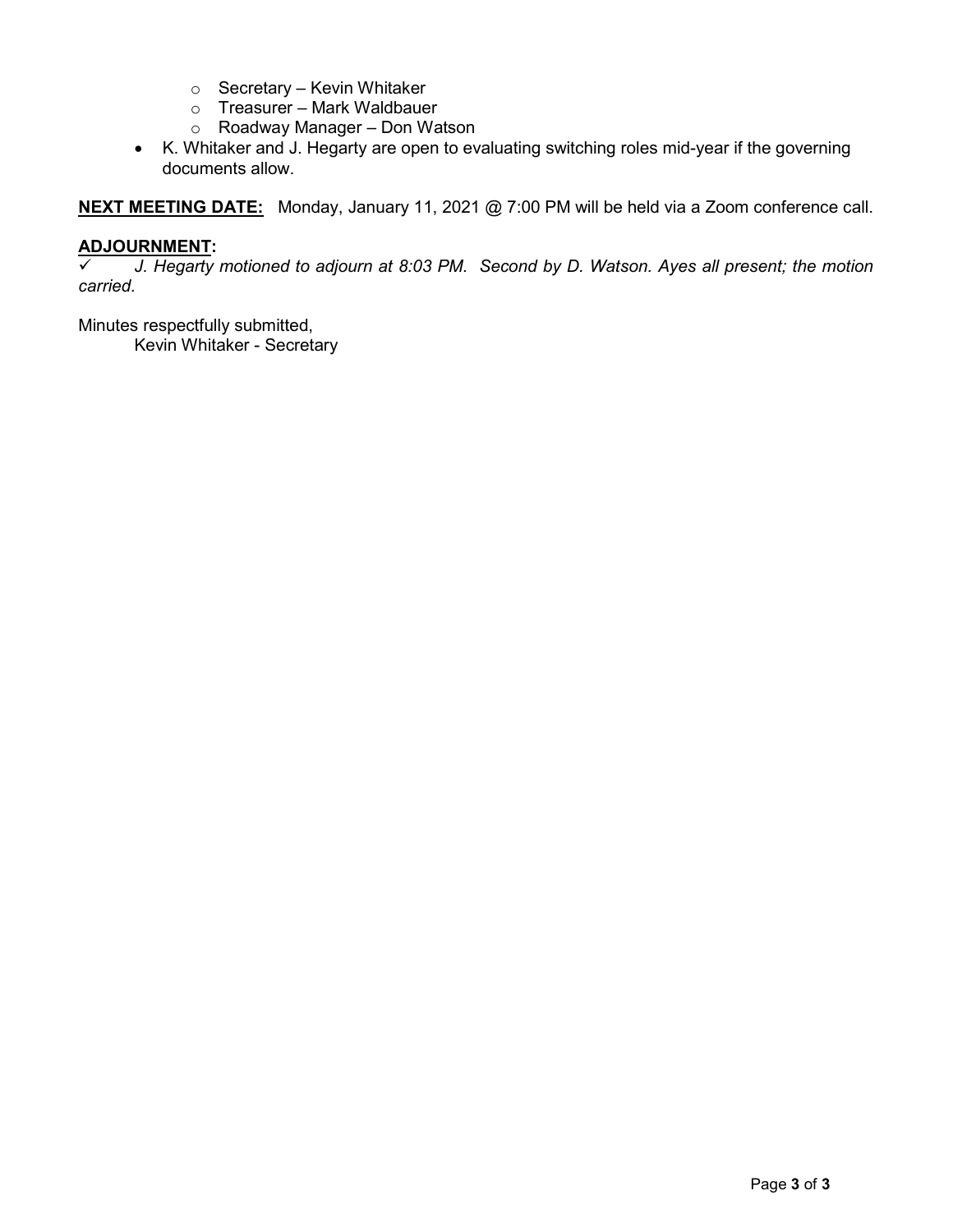- Secretary – Kevin Whitaker
  - Treasurer – Mark Waldbauer
  - Roadway Manager – Don Watson
- K. Whitaker and J. Hegarty are open to evaluating switching roles mid-year if the governing documents allow.

**NEXT MEETING DATE:** Monday, January 11, 2021 @ 7:00 PM will be held via a Zoom conference call.

**ADJOURNMENT:**

✓ *J. Hegarty motioned to adjourn at 8:03 PM. Second by D. Watson. Ayes all present; the motion carried.*

Minutes respectfully submitted,

Kevin Whitaker - Secretary